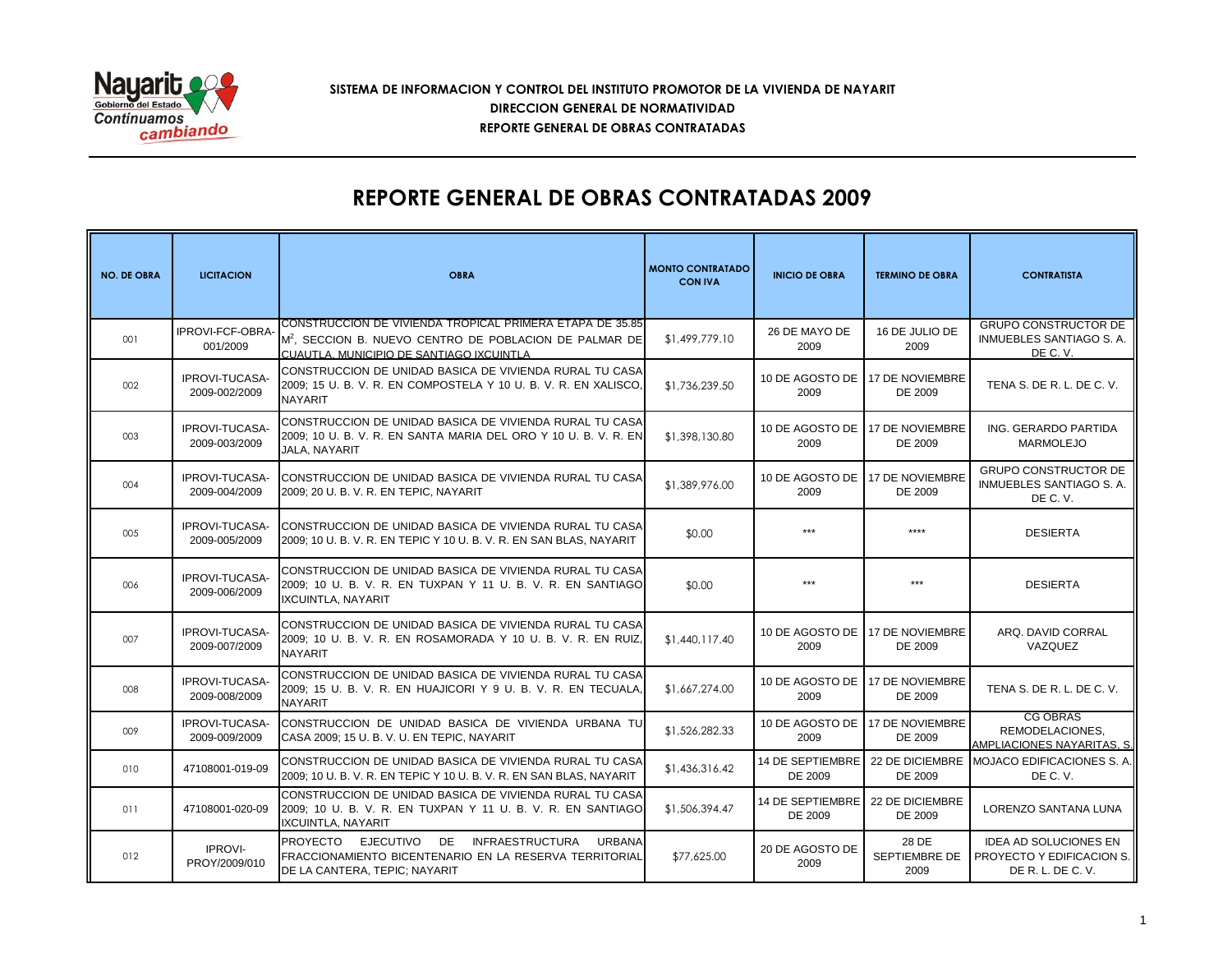SISTEMA DE INFORMACION Y CONTROL DEL INSTITUTO PROMOTOR DE LA VIVIENDA DE NAYARIT

DIRECCION GENERAL DE NORMATIVIDAD

REPORTE GENERAL DE OBRAS CONTRATADAS

# REPORTE GENERAL DE OBRAS CONTRATADAS 2009

| NO. DE OBRA | LICITACION | OBRA | MONTO CONTRATADO CON IVA | INICIO DE OBRA | TERMINO DE OBRA | CONTRATISTA |
|---|---|---|---|---|---|---|
| 001 | IPROVI-FCF-OBRA-001/2009 | CONSTRUCCION DE VIVIENDA TROPICAL PRIMERA ETAPA DE 35.85 $M^2$, SECCION B. NUEVO CENTRO DE POBLACION DE PALMAR DE CUAUTLA, MUNICIPIO DE SANTIAGO IXCUINTLA | $1,499,779.10 | 26 DE MAYO DE 2009 | 16 DE JULIO DE 2009 | GRUPO CONSTRUCTOR DE INMUEBLES SANTIAGO S. A. DE C. V. |
| 002 | IPROVI-TUCASA-2009-002/2009 | CONSTRUCCION DE UNIDAD BASICA DE VIVIENDA RURAL TU CASA 2009; 15 U. B. V. R. EN COMPOSTELA Y 10 U. B. V. R. EN XALISCO, NAYARIT | $1,736,239.50 | 10 DE AGOSTO DE 2009 | 17 DE NOVIEMBRE DE 2009 | TENA S. DE R. L. DE C. V. |
| 003 | IPROVI-TUCASA-2009-003/2009 | CONSTRUCCION DE UNIDAD BASICA DE VIVIENDA RURAL TU CASA 2009; 10 U. B. V. R. EN SANTA MARIA DEL ORO Y 10 U. B. V. R. EN JALA, NAYARIT | $1,398,130.80 | 10 DE AGOSTO DE 2009 | 17 DE NOVIEMBRE DE 2009 | ING. GERARDO PARTIDA MARMOLEJO |
| 004 | IPROVI-TUCASA-2009-004/2009 | CONSTRUCCION DE UNIDAD BASICA DE VIVIENDA RURAL TU CASA 2009; 20 U. B. V. R. EN TEPIC, NAYARIT | $1,389,976.00 | 10 DE AGOSTO DE 2009 | 17 DE NOVIEMBRE DE 2009 | GRUPO CONSTRUCTOR DE INMUEBLES SANTIAGO S. A. DE C. V. |
| 005 | IPROVI-TUCASA-2009-005/2009 | CONSTRUCCION DE UNIDAD BASICA DE VIVIENDA RURAL TU CASA 2009; 10 U. B. V. R. EN TEPIC Y 10 U. B. V. R. EN SAN BLAS, NAYARIT | $0.00 | *** | **** | DESIERTA |
| 006 | IPROVI-TUCASA-2009-006/2009 | CONSTRUCCION DE UNIDAD BASICA DE VIVIENDA RURAL TU CASA 2009; 10 U. B. V. R. EN TUXPAN Y 11 U. B. V. R. EN SANTIAGO IXCUINTLA, NAYARIT | $0.00 | *** | *** | DESIERTA |
| 007 | IPROVI-TUCASA-2009-007/2009 | CONSTRUCCION DE UNIDAD BASICA DE VIVIENDA RURAL TU CASA 2009; 10 U. B. V. R. EN ROSAMORADA Y 10 U. B. V. R. EN RUIZ, NAYARIT | $1,440,117.40 | 10 DE AGOSTO DE 2009 | 17 DE NOVIEMBRE DE 2009 | ARQ. DAVID CORRAL VAZQUEZ |
| 008 | IPROVI-TUCASA-2009-008/2009 | CONSTRUCCION DE UNIDAD BASICA DE VIVIENDA RURAL TU CASA 2009; 15 U. B. V. R. EN HUAJICORI Y 9 U. B. V. R. EN TECUALA, NAYARIT | $1,667,274.00 | 10 DE AGOSTO DE 2009 | 17 DE NOVIEMBRE DE 2009 | TENA S. DE R. L. DE C. V. |
| 009 | IPROVI-TUCASA-2009-009/2009 | CONSTRUCCION DE UNIDAD BASICA DE VIVIENDA URBANA TU CASA 2009; 15 U. B. V. U. EN TEPIC, NAYARIT | $1,526,282.33 | 10 DE AGOSTO DE 2009 | 17 DE NOVIEMBRE DE 2009 | CG OBRAS REMODELACIONES, AMPLIACIONES NAYARITAS, S. |
| 010 | 47108001-019-09 | CONSTRUCCION DE UNIDAD BASICA DE VIVIENDA RURAL TU CASA 2009; 10 U. B. V. R. EN TEPIC Y 10 U. B. V. R. EN SAN BLAS, NAYARIT | $1,436,316.42 | 14 DE SEPTIEMBRE DE 2009 | 22 DE DICIEMBRE DE 2009 | MOJACO EDIFICACIONES S. A. DE C. V. |
| 011 | 47108001-020-09 | CONSTRUCCION DE UNIDAD BASICA DE VIVIENDA RURAL TU CASA 2009; 10 U. B. V. R. EN TUXPAN Y 11 U. B. V. R. EN SANTIAGO IXCUINTLA, NAYARIT | $1,506,394.47 | 14 DE SEPTIEMBRE DE 2009 | 22 DE DICIEMBRE DE 2009 | LORENZO SANTANA LUNA |
| 012 | IPROVI-PROY/2009/010 | PROYECTO EJECUTIVO DE INFRAESTRUCTURA URBANA FRACCIONAMIENTO BICENTENARIO EN LA RESERVA TERRITORIAL DE LA CANTERA, TEPIC; NAYARIT | $77,625.00 | 20 DE AGOSTO DE 2009 | 28 DE SEPTIEMBRE DE 2009 | IDEA AD SOLUCIONES EN PROYECTO Y EDIFICACION S. DE R. L. DE C. V. |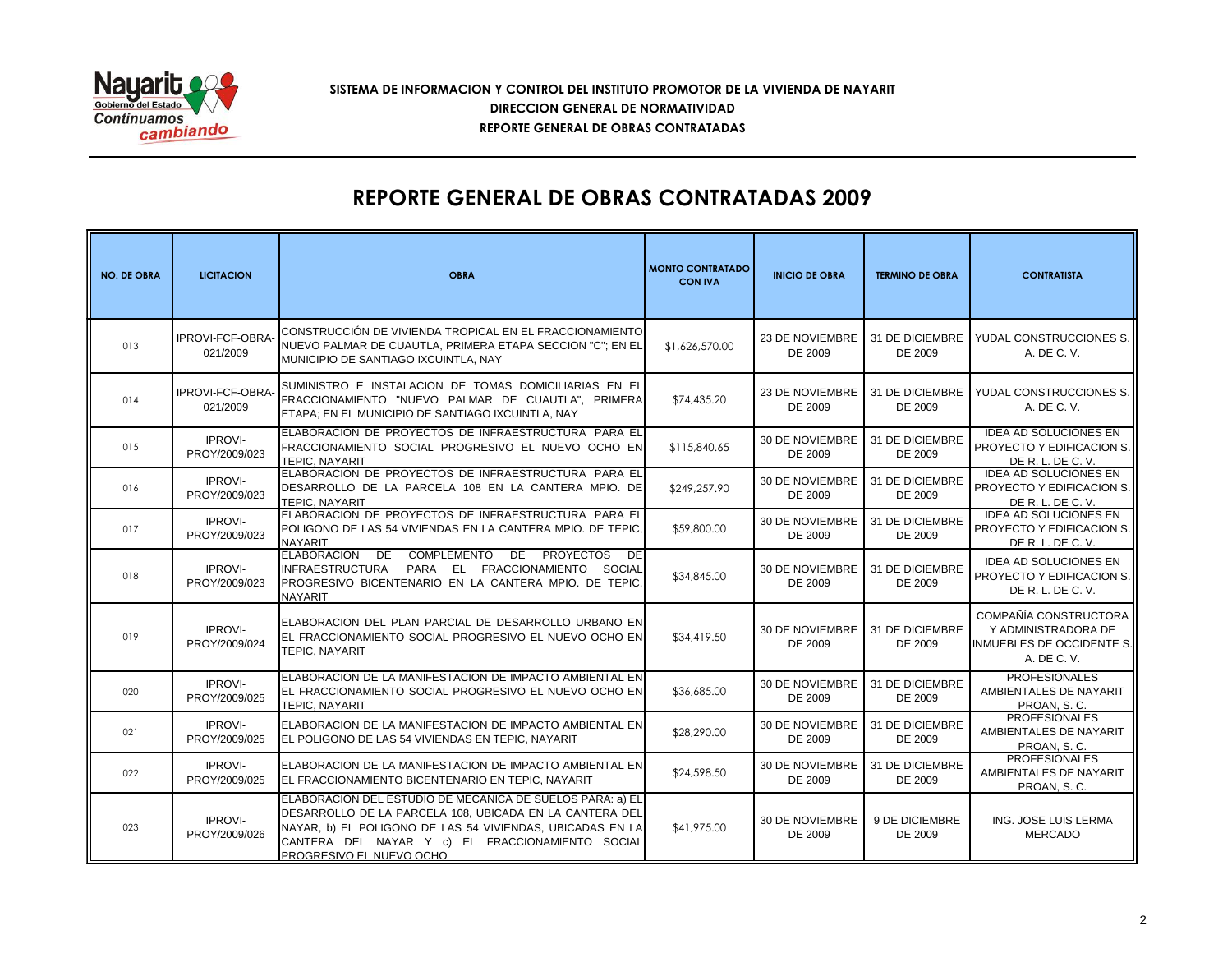SISTEMA DE INFORMACION Y CONTROL DEL INSTITUTO PROMOTOR DE LA VIVIENDA DE NAYARIT

DIRECCION GENERAL DE NORMATIVIDAD

REPORTE GENERAL DE OBRAS CONTRATADAS

# REPORTE GENERAL DE OBRAS CONTRATADAS 2009

| NO. DE OBRA | LICITACION | OBRA | MONTO CONTRATADO CON IVA | INICIO DE OBRA | TERMINO DE OBRA | CONTRATISTA |
|---|---|---|---|---|---|---|
| 013 | IPROVI-FCF-OBRA-021/2009 | CONSTRUCCIÓN DE VIVIENDA TROPICAL EN EL FRACCIONAMIENTO NUEVO PALMAR DE CUAUTLA, PRIMERA ETAPA SECCION "C"; EN EL MUNICIPIO DE SANTIAGO IXCUINTLA, NAY | $1,626,570.00 | 23 DE NOVIEMBRE DE 2009 | 31 DE DICIEMBRE DE 2009 | YUDAL CONSTRUCCIONES S. A. DE C. V. |
| 014 | IPROVI-FCF-OBRA-021/2009 | SUMINISTRO E INSTALACION DE TOMAS DOMICILIARIAS EN EL FRACCIONAMIENTO "NUEVO PALMAR DE CUAUTLA", PRIMERA ETAPA; EN EL MUNICIPIO DE SANTIAGO IXCUINTLA, NAY | $74,435.20 | 23 DE NOVIEMBRE DE 2009 | 31 DE DICIEMBRE DE 2009 | YUDAL CONSTRUCCIONES S. A. DE C. V. |
| 015 | IPROVI-PROY/2009/023 | ELABORACION DE PROYECTOS DE INFRAESTRUCTURA PARA EL FRACCIONAMIENTO SOCIAL PROGRESIVO EL NUEVO OCHO EN TEPIC, NAYARIT | $115,840.65 | 30 DE NOVIEMBRE DE 2009 | 31 DE DICIEMBRE DE 2009 | IDEA AD SOLUCIONES EN PROYECTO Y EDIFICACION S. DE R. L. DE C. V. |
| 016 | IPROVI-PROY/2009/023 | ELABORACION DE PROYECTOS DE INFRAESTRUCTURA PARA EL DESARROLLO DE LA PARCELA 108 EN LA CANTERA MPIO. DE TEPIC, NAYARIT | $249,257.90 | 30 DE NOVIEMBRE DE 2009 | 31 DE DICIEMBRE DE 2009 | IDEA AD SOLUCIONES EN PROYECTO Y EDIFICACION S. DE R. L. DE C. V. |
| 017 | IPROVI-PROY/2009/023 | ELABORACION DE PROYECTOS DE INFRAESTRUCTURA PARA EL POLIGONO DE LAS 54 VIVIENDAS EN LA CANTERA MPIO. DE TEPIC, NAYARIT | $59,800.00 | 30 DE NOVIEMBRE DE 2009 | 31 DE DICIEMBRE DE 2009 | IDEA AD SOLUCIONES EN PROYECTO Y EDIFICACION S. DE R. L. DE C. V. |
| 018 | IPROVI-PROY/2009/023 | ELABORACION DE COMPLEMENTO DE PROYECTOS DE INFRAESTRUCTURA PARA EL FRACCIONAMIENTO SOCIAL PROGRESIVO BICENTENARIO EN LA CANTERA MPIO. DE TEPIC, NAYARIT | $34,845.00 | 30 DE NOVIEMBRE DE 2009 | 31 DE DICIEMBRE DE 2009 | IDEA AD SOLUCIONES EN PROYECTO Y EDIFICACION S. DE R. L. DE C. V. |
| 019 | IPROVI-PROY/2009/024 | ELABORACION DEL PLAN PARCIAL DE DESARROLLO URBANO EN EL FRACCIONAMIENTO SOCIAL PROGRESIVO EL NUEVO OCHO EN TEPIC, NAYARIT | $34,419.50 | 30 DE NOVIEMBRE DE 2009 | 31 DE DICIEMBRE DE 2009 | COMPAÑÍA CONSTRUCTORA Y ADMINISTRADORA DE INMUEBLES DE OCCIDENTE S. A. DE C. V. |
| 020 | IPROVI-PROY/2009/025 | ELABORACION DE LA MANIFESTACION DE IMPACTO AMBIENTAL EN EL FRACCIONAMIENTO SOCIAL PROGRESIVO EL NUEVO OCHO EN TEPIC, NAYARIT | $36,685.00 | 30 DE NOVIEMBRE DE 2009 | 31 DE DICIEMBRE DE 2009 | PROFESIONALES AMBIENTALES DE NAYARIT PROAN, S. C. |
| 021 | IPROVI-PROY/2009/025 | ELABORACION DE LA MANIFESTACION DE IMPACTO AMBIENTAL EN EL POLIGONO DE LAS 54 VIVIENDAS EN TEPIC, NAYARIT | $28,290.00 | 30 DE NOVIEMBRE DE 2009 | 31 DE DICIEMBRE DE 2009 | PROFESIONALES AMBIENTALES DE NAYARIT PROAN, S. C. |
| 022 | IPROVI-PROY/2009/025 | ELABORACION DE LA MANIFESTACION DE IMPACTO AMBIENTAL EN EL FRACCIONAMIENTO BICENTENARIO EN TEPIC, NAYARIT | $24,598.50 | 30 DE NOVIEMBRE DE 2009 | 31 DE DICIEMBRE DE 2009 | PROFESIONALES AMBIENTALES DE NAYARIT PROAN, S. C. |
| 023 | IPROVI-PROY/2009/026 | ELABORACION DEL ESTUDIO DE MECANICA DE SUELOS PARA: a) EL DESARROLLO DE LA PARCELA 108, UBICADA EN LA CANTERA DEL NAYAR, b) EL POLIGONO DE LAS 54 VIVIENDAS, UBICADAS EN LA CANTERA DEL NAYAR Y c) EL FRACCIONAMIENTO SOCIAL PROGRESIVO EL NUEVO OCHO | $41,975.00 | 30 DE NOVIEMBRE DE 2009 | 9 DE DICIEMBRE DE 2009 | ING. JOSE LUIS LERMA MERCADO |